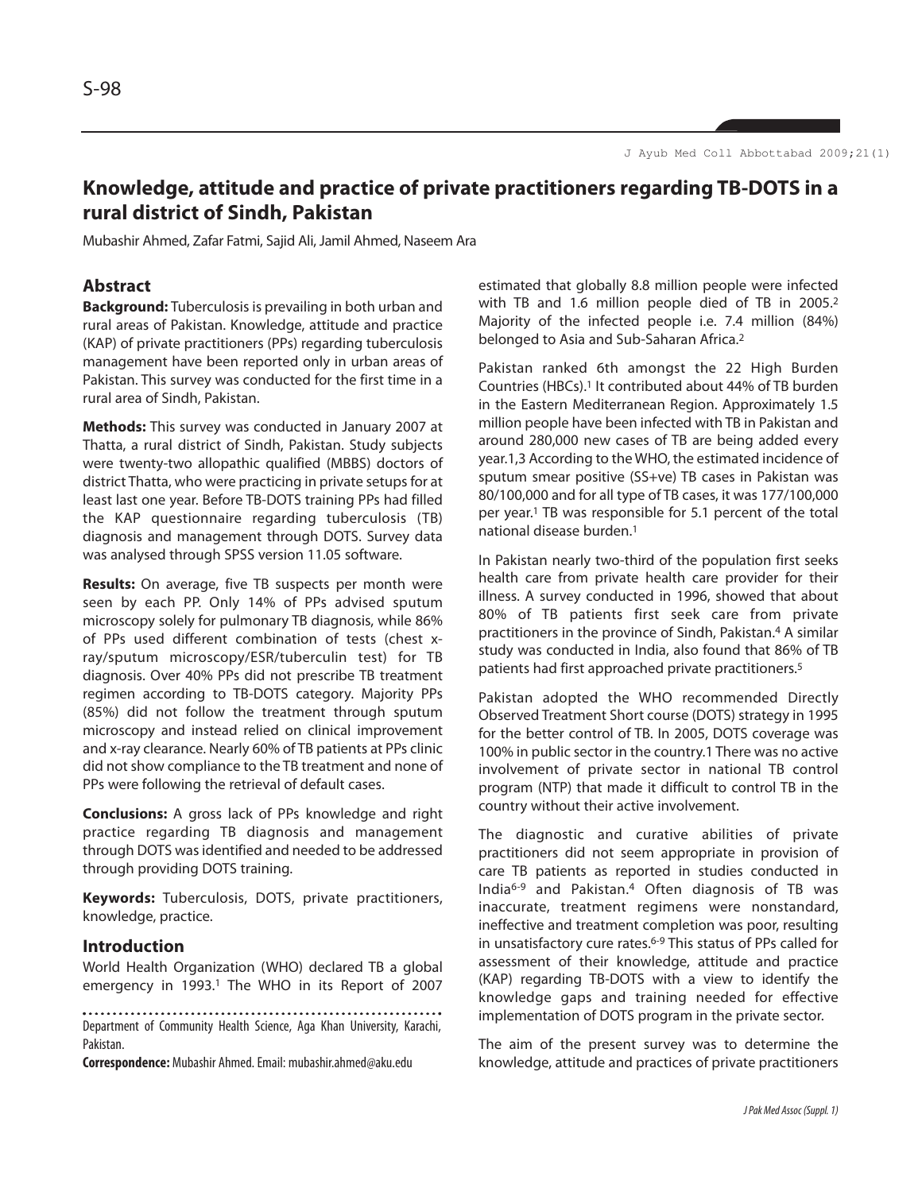# Knowledge, attitude and practice of private practitioners regarding TB-DOTS in a rural district of Sindh, Pakistan

Mubashir Ahmed, Zafar Fatmi, Sajid Ali, Jamil Ahmed, Naseem Ara

## Abstract

**Background:** Tuberculosis is prevailing in both urban and rural areas of Pakistan. Knowledge, attitude and practice (KAP) of private practitioners (PPs) regarding tuberculosis management have been reported only in urban areas of Pakistan. This survey was conducted for the first time in a rural area of Sindh, Pakistan.

**Methods:** This survey was conducted in January 2007 at Thatta, a rural district of Sindh, Pakistan. Study subjects were twenty-two allopathic qualified (MBBS) doctors of district Thatta, who were practicing in private setups for at least last one year. Before TB-DOTS training PPs had filled the KAP questionnaire regarding tuberculosis (TB) diagnosis and management through DOTS. Survey data was analysed through SPSS version 11.05 software.

**Results:** On average, five TB suspects per month were seen by each PP. Only 14% of PPs advised sputum microscopy solely for pulmonary TB diagnosis, while 86% of PPs used different combination of tests (chest x-ray/sputum microscopy/ESR/tuberculin test) for TB diagnosis. Over 40% PPs did not prescribe TB treatment regimen according to TB-DOTS category. Majority PPs (85%) did not follow the treatment through sputum microscopy and instead relied on clinical improvement and x-ray clearance. Nearly 60% of TB patients at PPs clinic did not show compliance to the TB treatment and none of PPs were following the retrieval of default cases.

**Conclusions:** A gross lack of PPs knowledge and right practice regarding TB diagnosis and management through DOTS was identified and needed to be addressed through providing DOTS training.

**Keywords:** Tuberculosis, DOTS, private practitioners, knowledge, practice.

## Introduction

World Health Organization (WHO) declared TB a global emergency in 1993.[1] The WHO in its Report of 2007 estimated that globally 8.8 million people were infected with TB and 1.6 million people died of TB in 2005.[2] Majority of the infected people i.e. 7.4 million (84%) belonged to Asia and Sub-Saharan Africa.[2]

Pakistan ranked 6th amongst the 22 High Burden Countries (HBCs).[1] It contributed about 44% of TB burden in the Eastern Mediterranean Region. Approximately 1.5 million people have been infected with TB in Pakistan and around 280,000 new cases of TB are being added every year.[1,3] According to the WHO, the estimated incidence of sputum smear positive (SS+ve) TB cases in Pakistan was 80/100,000 and for all type of TB cases, it was 177/100,000 per year.[1] TB was responsible for 5.1 percent of the total national disease burden.[1]

In Pakistan nearly two-third of the population first seeks health care from private health care provider for their illness. A survey conducted in 1996, showed that about 80% of TB patients first seek care from private practitioners in the province of Sindh, Pakistan.[4] A similar study was conducted in India, also found that 86% of TB patients had first approached private practitioners.[5]

Pakistan adopted the WHO recommended Directly Observed Treatment Short course (DOTS) strategy in 1995 for the better control of TB. In 2005, DOTS coverage was 100% in public sector in the country.1 There was no active involvement of private sector in national TB control program (NTP) that made it difficult to control TB in the country without their active involvement.

The diagnostic and curative abilities of private practitioners did not seem appropriate in provision of care TB patients as reported in studies conducted in India[6-9] and Pakistan.[4] Often diagnosis of TB was inaccurate, treatment regimens were nonstandard, ineffective and treatment completion was poor, resulting in unsatisfactory cure rates.[6-9] This status of PPs called for assessment of their knowledge, attitude and practice (KAP) regarding TB-DOTS with a view to identify the knowledge gaps and training needed for effective implementation of DOTS program in the private sector.

The aim of the present survey was to determine the knowledge, attitude and practices of private practitioners

Department of Community Health Science, Aga Khan University, Karachi, Pakistan.

**Correspondence:** Mubashir Ahmed. Email: mubashir.ahmed@aku.edu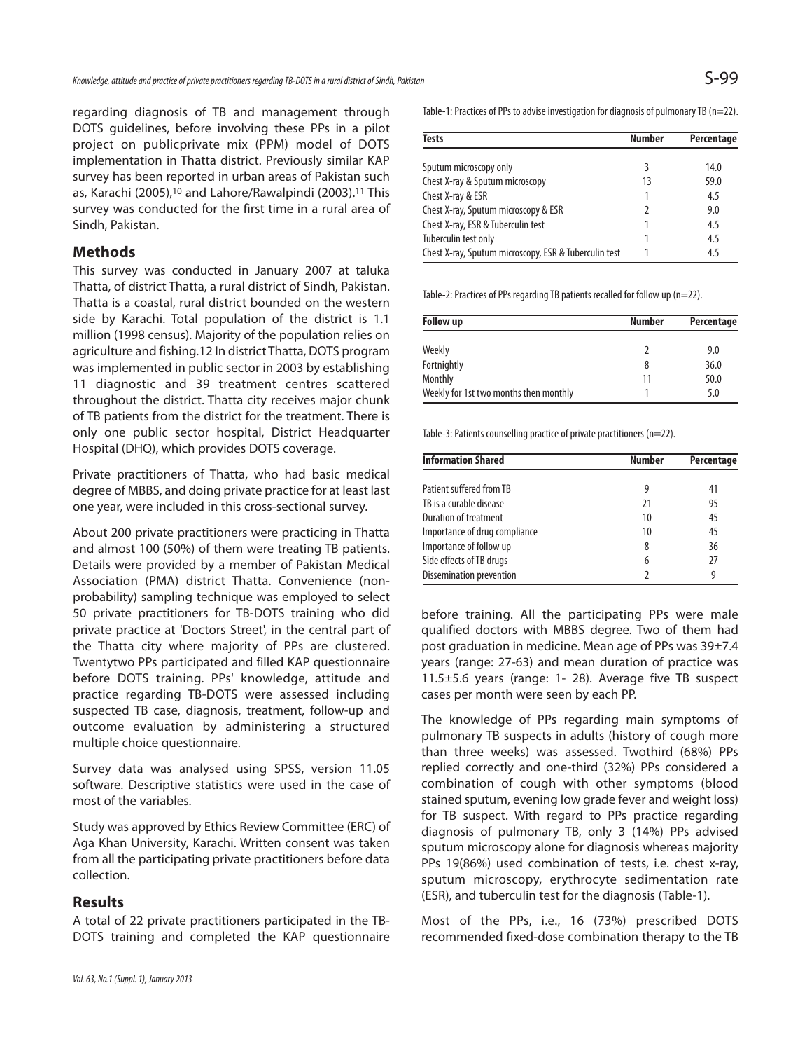regarding diagnosis of TB and management through DOTS guidelines, before involving these PPs in a pilot project on publicprivate mix (PPM) model of DOTS implementation in Thatta district. Previously similar KAP survey has been reported in urban areas of Pakistan such as, Karachi (2005),[10] and Lahore/Rawalpindi (2003).[11] This survey was conducted for the first time in a rural area of Sindh, Pakistan.

## Methods

This survey was conducted in January 2007 at taluka Thatta, of district Thatta, a rural district of Sindh, Pakistan. Thatta is a coastal, rural district bounded on the western side by Karachi. Total population of the district is 1.1 million (1998 census). Majority of the population relies on agriculture and fishing.12 In district Thatta, DOTS program was implemented in public sector in 2003 by establishing 11 diagnostic and 39 treatment centres scattered throughout the district. Thatta city receives major chunk of TB patients from the district for the treatment. There is only one public sector hospital, District Headquarter Hospital (DHQ), which provides DOTS coverage.

Private practitioners of Thatta, who had basic medical degree of MBBS, and doing private practice for at least last one year, were included in this cross-sectional survey.

About 200 private practitioners were practicing in Thatta and almost 100 (50%) of them were treating TB patients. Details were provided by a member of Pakistan Medical Association (PMA) district Thatta. Convenience (non-probability) sampling technique was employed to select 50 private practitioners for TB-DOTS training who did private practice at 'Doctors Street', in the central part of the Thatta city where majority of PPs are clustered. Twentytwo PPs participated and filled KAP questionnaire before DOTS training. PPs' knowledge, attitude and practice regarding TB-DOTS were assessed including suspected TB case, diagnosis, treatment, follow-up and outcome evaluation by administering a structured multiple choice questionnaire.

Survey data was analysed using SPSS, version 11.05 software. Descriptive statistics were used in the case of most of the variables.

Study was approved by Ethics Review Committee (ERC) of Aga Khan University, Karachi. Written consent was taken from all the participating private practitioners before data collection.

## Results

A total of 22 private practitioners participated in the TB-DOTS training and completed the KAP questionnaire before training. All the participating PPs were male qualified doctors with MBBS degree. Two of them had post graduation in medicine. Mean age of PPs was 39±7.4 years (range: 27-63) and mean duration of practice was 11.5±5.6 years (range: 1- 28). Average five TB suspect cases per month were seen by each PP.

The knowledge of PPs regarding main symptoms of pulmonary TB suspects in adults (history of cough more than three weeks) was assessed. Twothird (68%) PPs replied correctly and one-third (32%) PPs considered a combination of cough with other symptoms (blood stained sputum, evening low grade fever and weight loss) for TB suspect. With regard to PPs practice regarding diagnosis of pulmonary TB, only 3 (14%) PPs advised sputum microscopy alone for diagnosis whereas majority PPs 19(86%) used combination of tests, i.e. chest x-ray, sputum microscopy, erythrocyte sedimentation rate (ESR), and tuberculin test for the diagnosis (Table-1).

Most of the PPs, i.e., 16 (73%) prescribed DOTS recommended fixed-dose combination therapy to the TB

Table-1: Practices of PPs to advise investigation for diagnosis of pulmonary TB (n=22).

| Tests | Number | Percentage |
|---|---|---|
| Sputum microscopy only | 3 | 14.0 |
| Chest X-ray & Sputum microscopy | 13 | 59.0 |
| Chest X-ray & ESR | 1 | 4.5 |
| Chest X-ray, Sputum microscopy & ESR | 2 | 9.0 |
| Chest X-ray, ESR & Tuberculin test | 1 | 4.5 |
| Tuberculin test only | 1 | 4.5 |
| Chest X-ray, Sputum microscopy, ESR & Tuberculin test | 1 | 4.5 |

Table-2: Practices of PPs regarding TB patients recalled for follow up (n=22).

| Follow up | Number | Percentage |
|---|---|---|
| Weekly | 2 | 9.0 |
| Fortnightly | 8 | 36.0 |
| Monthly | 11 | 50.0 |
| Weekly for 1st two months then monthly | 1 | 5.0 |

Table-3: Patients counselling practice of private practitioners (n=22).

| Information Shared | Number | Percentage |
|---|---|---|
| Patient suffered from TB | 9 | 41 |
| TB is a curable disease | 21 | 95 |
| Duration of treatment | 10 | 45 |
| Importance of drug compliance | 10 | 45 |
| Importance of follow up | 8 | 36 |
| Side effects of TB drugs | 6 | 27 |
| Dissemination prevention | 2 | 9 |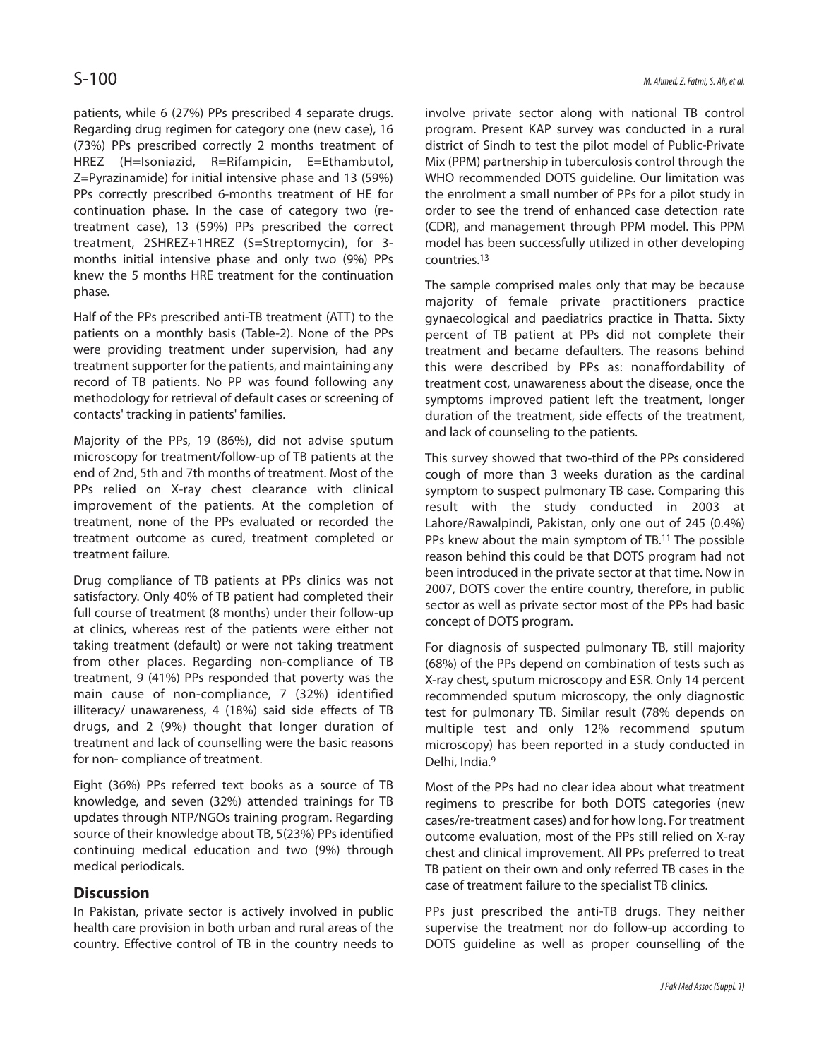patients, while 6 (27%) PPs prescribed 4 separate drugs. Regarding drug regimen for category one (new case), 16 (73%) PPs prescribed correctly 2 months treatment of HREZ (H=Isoniazid, R=Rifampicin, E=Ethambutol, Z=Pyrazinamide) for initial intensive phase and 13 (59%) PPs correctly prescribed 6-months treatment of HE for continuation phase. In the case of category two (re-treatment case), 13 (59%) PPs prescribed the correct treatment, 2SHREZ+1HREZ (S=Streptomycin), for 3-months initial intensive phase and only two (9%) PPs knew the 5 months HRE treatment for the continuation phase.

Half of the PPs prescribed anti-TB treatment (ATT) to the patients on a monthly basis (Table-2). None of the PPs were providing treatment under supervision, had any treatment supporter for the patients, and maintaining any record of TB patients. No PP was found following any methodology for retrieval of default cases or screening of contacts' tracking in patients' families.

Majority of the PPs, 19 (86%), did not advise sputum microscopy for treatment/follow-up of TB patients at the end of 2nd, 5th and 7th months of treatment. Most of the PPs relied on X-ray chest clearance with clinical improvement of the patients. At the completion of treatment, none of the PPs evaluated or recorded the treatment outcome as cured, treatment completed or treatment failure.

Drug compliance of TB patients at PPs clinics was not satisfactory. Only 40% of TB patient had completed their full course of treatment (8 months) under their follow-up at clinics, whereas rest of the patients were either not taking treatment (default) or were not taking treatment from other places. Regarding non-compliance of TB treatment, 9 (41%) PPs responded that poverty was the main cause of non-compliance, 7 (32%) identified illiteracy/ unawareness, 4 (18%) said side effects of TB drugs, and 2 (9%) thought that longer duration of treatment and lack of counselling were the basic reasons for non- compliance of treatment.

Eight (36%) PPs referred text books as a source of TB knowledge, and seven (32%) attended trainings for TB updates through NTP/NGOs training program. Regarding source of their knowledge about TB, 5(23%) PPs identified continuing medical education and two (9%) through medical periodicals.

## Discussion

In Pakistan, private sector is actively involved in public health care provision in both urban and rural areas of the country. Effective control of TB in the country needs to involve private sector along with national TB control program. Present KAP survey was conducted in a rural district of Sindh to test the pilot model of Public-Private Mix (PPM) partnership in tuberculosis control through the WHO recommended DOTS guideline. Our limitation was the enrolment a small number of PPs for a pilot study in order to see the trend of enhanced case detection rate (CDR), and management through PPM model. This PPM model has been successfully utilized in other developing countries.[13]

The sample comprised males only that may be because majority of female private practitioners practice gynaecological and paediatrics practice in Thatta. Sixty percent of TB patient at PPs did not complete their treatment and became defaulters. The reasons behind this were described by PPs as: nonaffordability of treatment cost, unawareness about the disease, once the symptoms improved patient left the treatment, longer duration of the treatment, side effects of the treatment, and lack of counseling to the patients.

This survey showed that two-third of the PPs considered cough of more than 3 weeks duration as the cardinal symptom to suspect pulmonary TB case. Comparing this result with the study conducted in 2003 at Lahore/Rawalpindi, Pakistan, only one out of 245 (0.4%) PPs knew about the main symptom of TB.[11] The possible reason behind this could be that DOTS program had not been introduced in the private sector at that time. Now in 2007, DOTS cover the entire country, therefore, in public sector as well as private sector most of the PPs had basic concept of DOTS program.

For diagnosis of suspected pulmonary TB, still majority (68%) of the PPs depend on combination of tests such as X-ray chest, sputum microscopy and ESR. Only 14 percent recommended sputum microscopy, the only diagnostic test for pulmonary TB. Similar result (78% depends on multiple test and only 12% recommend sputum microscopy) has been reported in a study conducted in Delhi, India.[9]

Most of the PPs had no clear idea about what treatment regimens to prescribe for both DOTS categories (new cases/re-treatment cases) and for how long. For treatment outcome evaluation, most of the PPs still relied on X-ray chest and clinical improvement. All PPs preferred to treat TB patient on their own and only referred TB cases in the case of treatment failure to the specialist TB clinics.

PPs just prescribed the anti-TB drugs. They neither supervise the treatment nor do follow-up according to DOTS guideline as well as proper counselling of the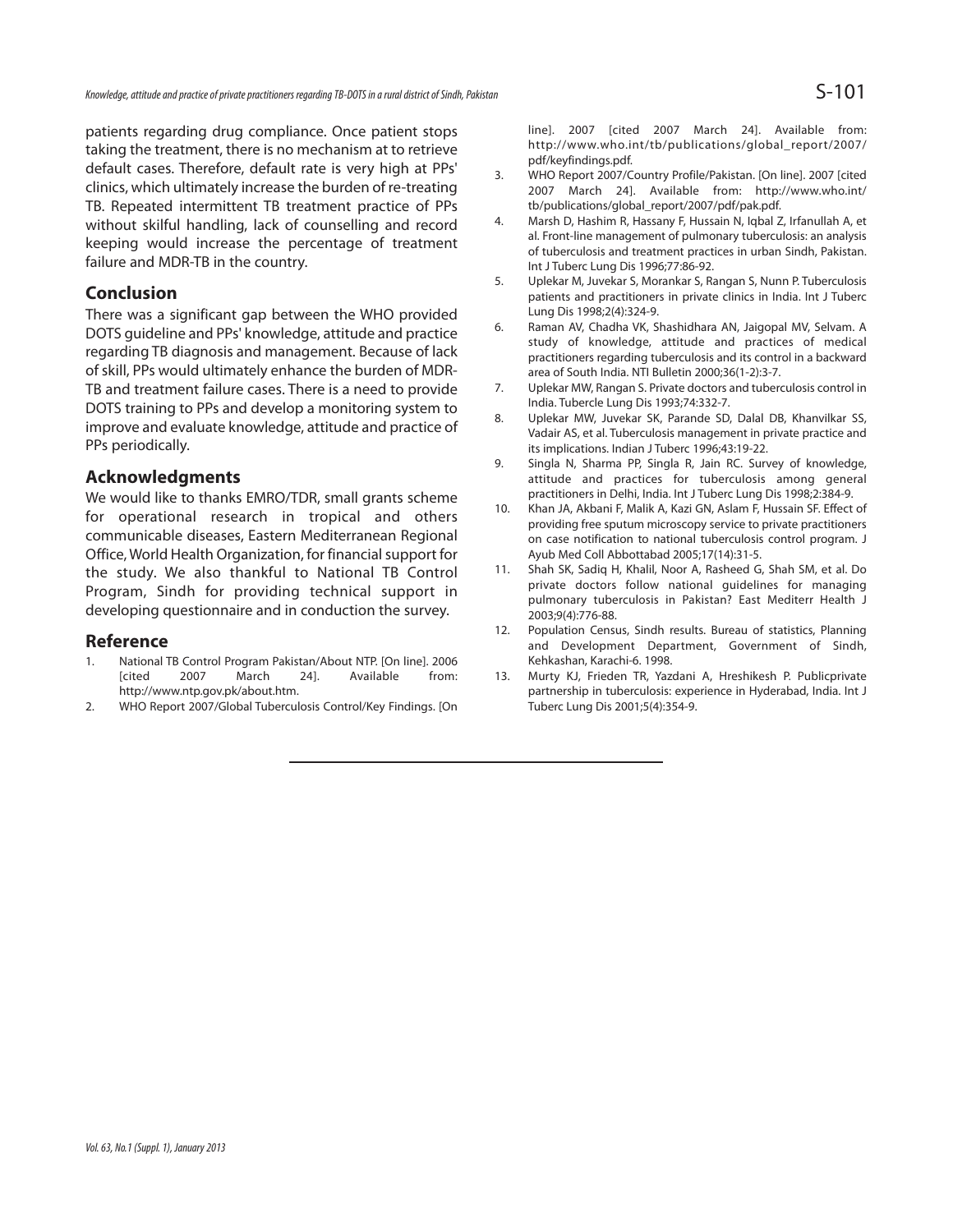patients regarding drug compliance. Once patient stops taking the treatment, there is no mechanism at to retrieve default cases. Therefore, default rate is very high at PPs' clinics, which ultimately increase the burden of re-treating TB. Repeated intermittent TB treatment practice of PPs without skilful handling, lack of counselling and record keeping would increase the percentage of treatment failure and MDR-TB in the country.

## Conclusion

There was a significant gap between the WHO provided DOTS guideline and PPs' knowledge, attitude and practice regarding TB diagnosis and management. Because of lack of skill, PPs would ultimately enhance the burden of MDR-TB and treatment failure cases. There is a need to provide DOTS training to PPs and develop a monitoring system to improve and evaluate knowledge, attitude and practice of PPs periodically.

## Acknowledgments

We would like to thanks EMRO/TDR, small grants scheme for operational research in tropical and others communicable diseases, Eastern Mediterranean Regional Office, World Health Organization, for financial support for the study. We also thankful to National TB Control Program, Sindh for providing technical support in developing questionnaire and in conduction the survey.

## Reference

1. National TB Control Program Pakistan/About NTP. [On line]. 2006 [cited 2007 March 24]. Available from: http://www.ntp.gov.pk/about.htm.
2. WHO Report 2007/Global Tuberculosis Control/Key Findings. [On line]. 2007 [cited 2007 March 24]. Available from: http://www.who.int/tb/publications/global_report/2007/pdf/keyfindings.pdf.
3. WHO Report 2007/Country Profile/Pakistan. [On line]. 2007 [cited 2007 March 24]. Available from: http://www.who.int/tb/publications/global_report/2007/pdf/pak.pdf.
4. Marsh D, Hashim R, Hassany F, Hussain N, Iqbal Z, Irfanullah A, et al. Front-line management of pulmonary tuberculosis: an analysis of tuberculosis and treatment practices in urban Sindh, Pakistan. Int J Tuberc Lung Dis 1996;77:86-92.
5. Uplekar M, Juvekar S, Morankar S, Rangan S, Nunn P. Tuberculosis patients and practitioners in private clinics in India. Int J Tuberc Lung Dis 1998;2(4):324-9.
6. Raman AV, Chadha VK, Shashidhara AN, Jaigopal MV, Selvam. A study of knowledge, attitude and practices of medical practitioners regarding tuberculosis and its control in a backward area of South India. NTI Bulletin 2000;36(1-2):3-7.
7. Uplekar MW, Rangan S. Private doctors and tuberculosis control in India. Tubercle Lung Dis 1993;74:332-7.
8. Uplekar MW, Juvekar SK, Parande SD, Dalal DB, Khanvilkar SS, Vadair AS, et al. Tuberculosis management in private practice and its implications. Indian J Tuberc 1996;43:19-22.
9. Singla N, Sharma PP, Singla R, Jain RC. Survey of knowledge, attitude and practices for tuberculosis among general practitioners in Delhi, India. Int J Tuberc Lung Dis 1998;2:384-9.
10. Khan JA, Akbani F, Malik A, Kazi GN, Aslam F, Hussain SF. Effect of providing free sputum microscopy service to private practitioners on case notification to national tuberculosis control program. J Ayub Med Coll Abbottabad 2005;17(14):31-5.
11. Shah SK, Sadiq H, Khalil, Noor A, Rasheed G, Shah SM, et al. Do private doctors follow national guidelines for managing pulmonary tuberculosis in Pakistan? East Mediterr Health J 2003;9(4):776-88.
12. Population Census, Sindh results. Bureau of statistics, Planning and Development Department, Government of Sindh, Kehkashan, Karachi-6. 1998.
13. Murty KJ, Frieden TR, Yazdani A, Hreshikesh P. Publicprivate partnership in tuberculosis: experience in Hyderabad, India. Int J Tuberc Lung Dis 2001;5(4):354-9.